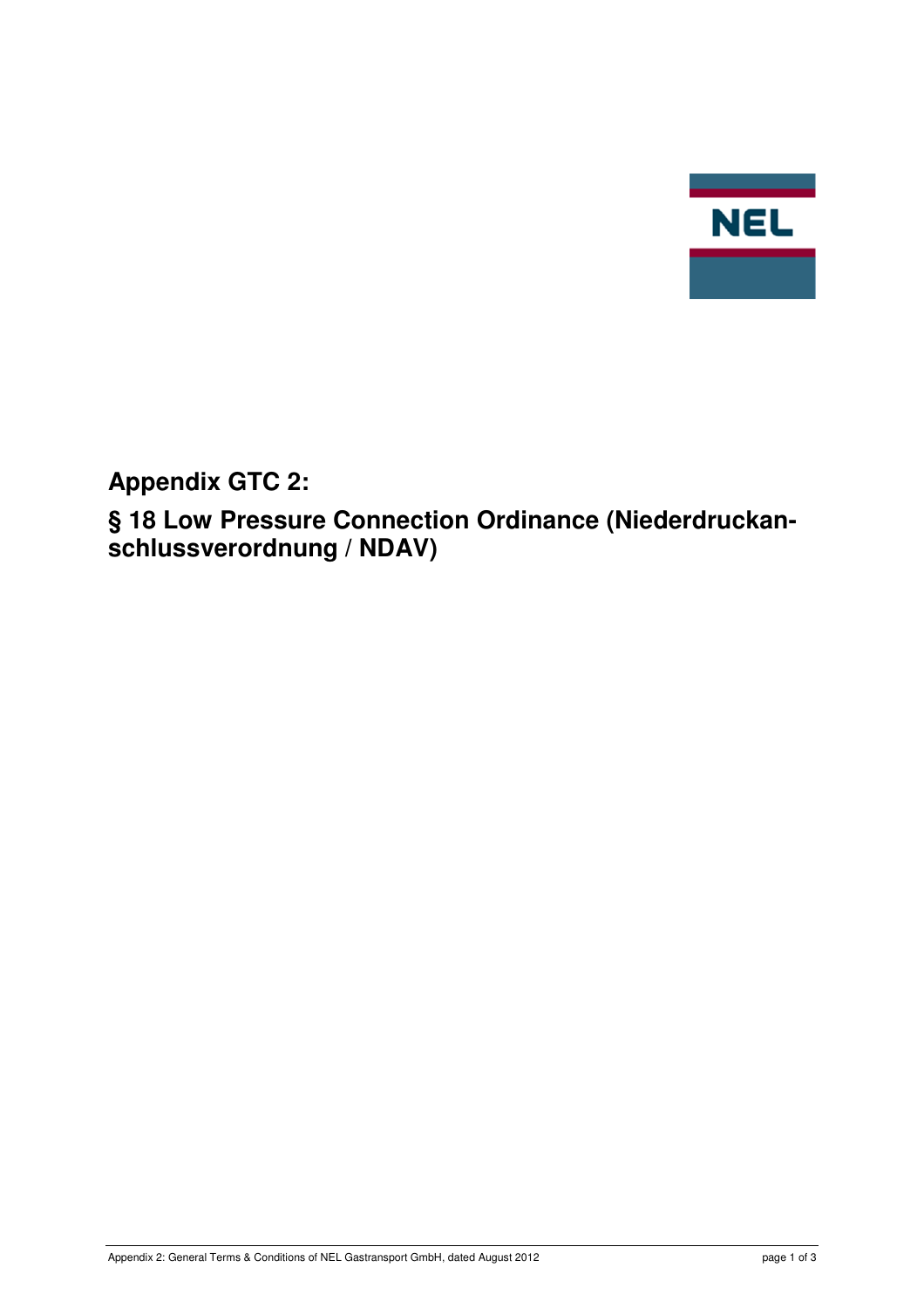# Appendix GTC 2:

# § 18 Low Pressure Connection Ordinance (Niederdruckanschlussverordnung / NDAV)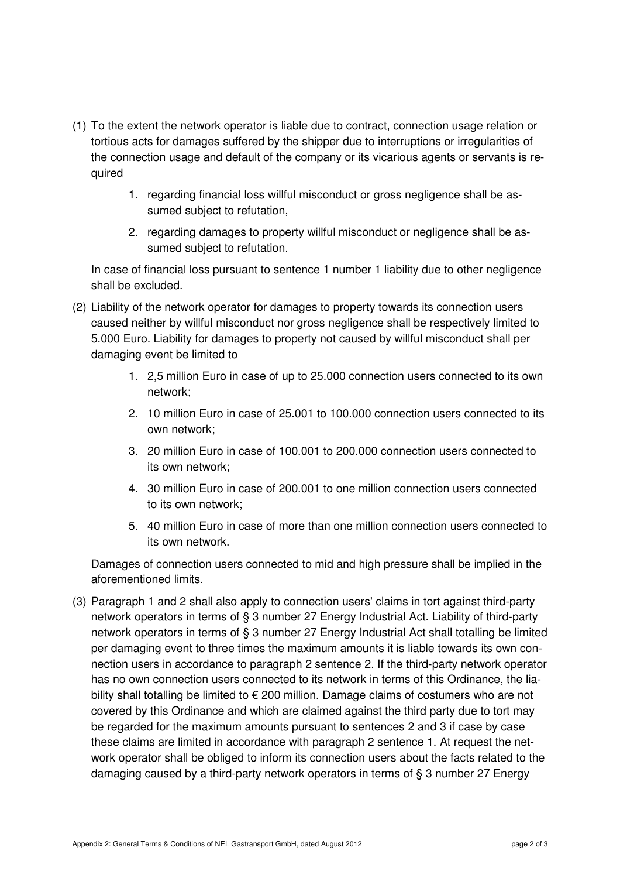(1) To the extent the network operator is liable due to contract, connection usage relation or tortious acts for damages suffered by the shipper due to interruptions or irregularities of the connection usage and default of the company or its vicarious agents or servants is required

   1. regarding financial loss willful misconduct or gross negligence shall be assumed subject to refutation,
   2. regarding damages to property willful misconduct or negligence shall be assumed subject to refutation.

   In case of financial loss pursuant to sentence 1 number 1 liability due to other negligence shall be excluded.

(2) Liability of the network operator for damages to property towards its connection users caused neither by willful misconduct nor gross negligence shall be respectively limited to 5.000 Euro. Liability for damages to property not caused by willful misconduct shall per damaging event be limited to

   1. 2,5 million Euro in case of up to 25.000 connection users connected to its own network;
   2. 10 million Euro in case of 25.001 to 100.000 connection users connected to its own network;
   3. 20 million Euro in case of 100.001 to 200.000 connection users connected to its own network;
   4. 30 million Euro in case of 200.001 to one million connection users connected to its own network;
   5. 40 million Euro in case of more than one million connection users connected to its own network.

   Damages of connection users connected to mid and high pressure shall be implied in the aforementioned limits.

(3) Paragraph 1 and 2 shall also apply to connection users' claims in tort against third-party network operators in terms of § 3 number 27 Energy Industrial Act. Liability of third-party network operators in terms of § 3 number 27 Energy Industrial Act shall totalling be limited per damaging event to three times the maximum amounts it is liable towards its own connection users in accordance to paragraph 2 sentence 2. If the third-party network operator has no own connection users connected to its network in terms of this Ordinance, the liability shall totalling be limited to € 200 million. Damage claims of costumers who are not covered by this Ordinance and which are claimed against the third party due to tort may be regarded for the maximum amounts pursuant to sentences 2 and 3 if case by case these claims are limited in accordance with paragraph 2 sentence 1. At request the network operator shall be obliged to inform its connection users about the facts related to the damaging caused by a third-party network operators in terms of § 3 number 27 Energy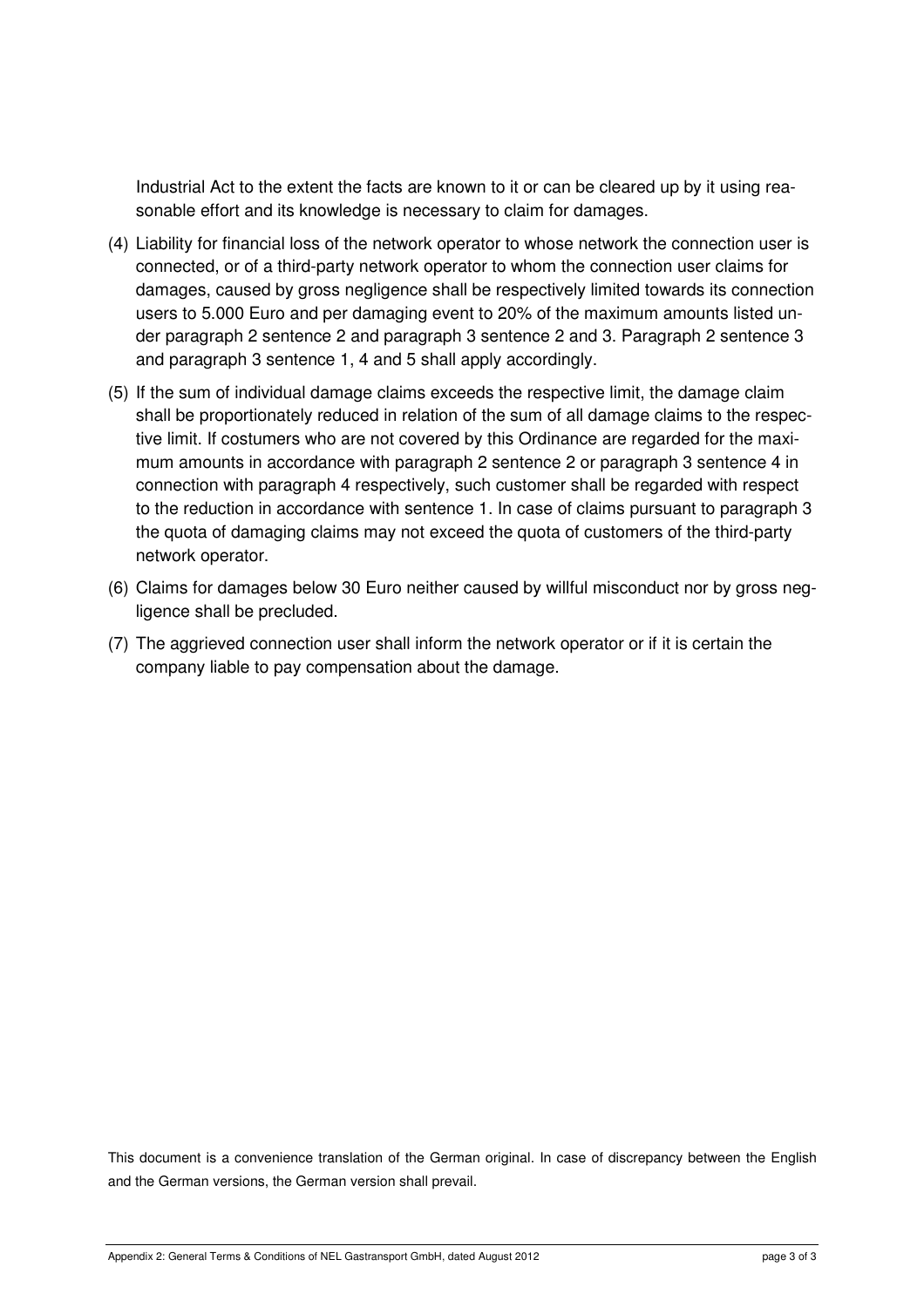Industrial Act to the extent the facts are known to it or can be cleared up by it using reasonable effort and its knowledge is necessary to claim for damages.

(4) Liability for financial loss of the network operator to whose network the connection user is connected, or of a third-party network operator to whom the connection user claims for damages, caused by gross negligence shall be respectively limited towards its connection users to 5.000 Euro and per damaging event to 20% of the maximum amounts listed under paragraph 2 sentence 2 and paragraph 3 sentence 2 and 3. Paragraph 2 sentence 3 and paragraph 3 sentence 1, 4 and 5 shall apply accordingly.

(5) If the sum of individual damage claims exceeds the respective limit, the damage claim shall be proportionately reduced in relation of the sum of all damage claims to the respective limit. If costumers who are not covered by this Ordinance are regarded for the maximum amounts in accordance with paragraph 2 sentence 2 or paragraph 3 sentence 4 in connection with paragraph 4 respectively, such customer shall be regarded with respect to the reduction in accordance with sentence 1. In case of claims pursuant to paragraph 3 the quota of damaging claims may not exceed the quota of customers of the third-party network operator.

(6) Claims for damages below 30 Euro neither caused by willful misconduct nor by gross negligence shall be precluded.

(7) The aggrieved connection user shall inform the network operator or if it is certain the company liable to pay compensation about the damage.

This document is a convenience translation of the German original. In case of discrepancy between the English and the German versions, the German version shall prevail.